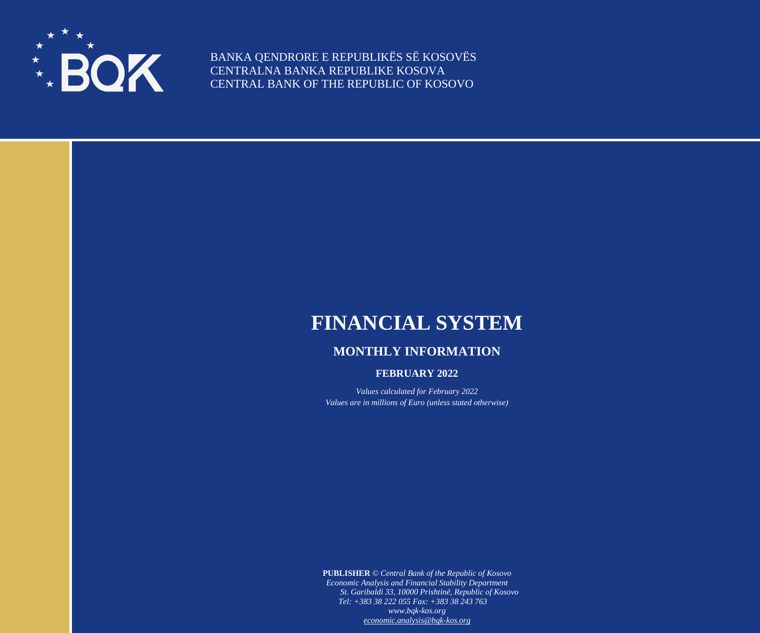BANKA QENDRORE E REPUBLIKËS SË KOSOVËS
CENTRALNA BANKA REPUBLIKE KOSOVA
CENTRAL BANK OF THE REPUBLIC OF KOSOVO

# FINANCIAL SYSTEM

## MONTHLY INFORMATION

### FEBRUARY 2022

*Values calculated for February 2022*
*Values are in millions of Euro (unless stated otherwise)*

**PUBLISHER** © *Central Bank of the Republic of Kosovo*
*Economic Analysis and Financial Stability Department*
*St. Garibaldi 33, 10000 Prishtinë, Republic of Kosovo*
*Tel: +383 38 222 055 Fax: +383 38 243 763*
*www.bqk-kos.org*
*economic.analysis@bqk-kos.org*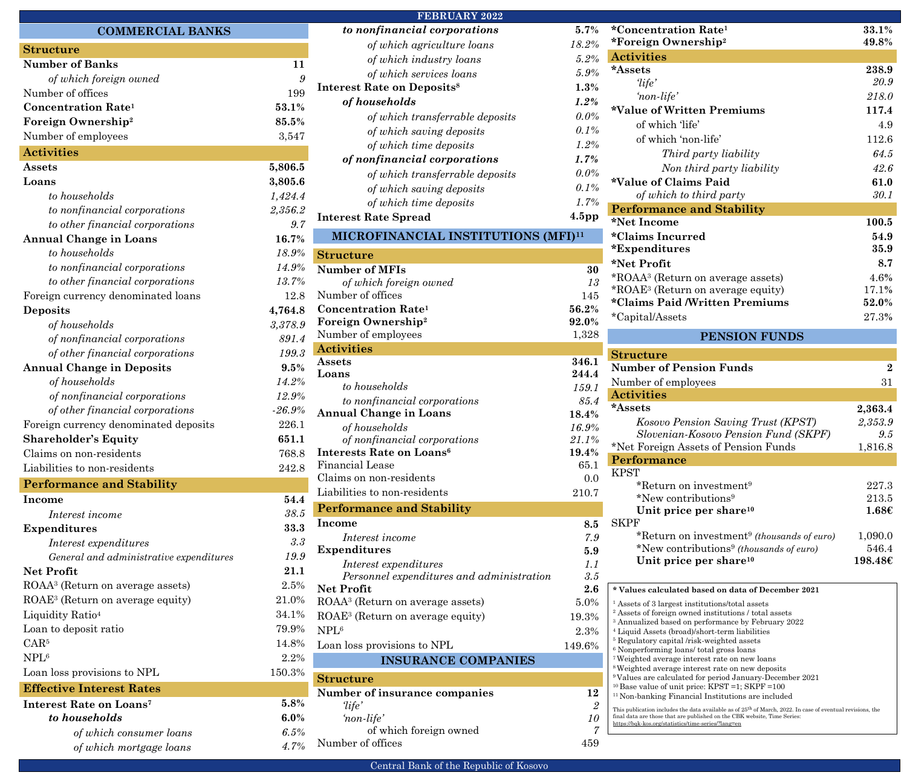# FEBRUARY 2022

## COMMERCIAL BANKS

### Structure

| | |
|---|---|
| **Number of Banks** | **11** |
| *of which foreign owned* | *9* |
| Number of offices | 199 |
| **Concentration Rate[1]** | **53.1%** |
| **Foreign Ownership[2]** | **85.5%** |
| Number of employees | 3,547 |

### Activities

| | |
|---|---|
| **Assets** | **5,806.5** |
| **Loans** | **3,805.6** |
| *to households* | *1,424.4* |
| *to nonfinancial corporations* | *2,356.2* |
| *to other financial corporations* | *9.7* |
| **Annual Change in Loans** | **16.7%** |
| *to households* | *18.9%* |
| *to nonfinancial corporations* | *14.9%* |
| *to other financial corporations* | *13.7%* |
| Foreign currency denominated loans | 12.8 |
| **Deposits** | **4,764.8** |
| *of households* | *3,378.9* |
| *of nonfinancial corporations* | *891.4* |
| *of other financial corporations* | *199.3* |
| **Annual Change in Deposits** | **9.5%** |
| *of households* | *14.2%* |
| *of nonfinancial corporations* | *12.9%* |
| *of other financial corporations* | *-26.9%* |
| Foreign currency denominated deposits | 226.1 |
| **Shareholder's Equity** | **651.1** |
| Claims on non-residents | 768.8 |
| Liabilities to non-residents | 242.8 |

### Performance and Stability

| | |
|---|---|
| **Income** | **54.4** |
| *Interest income* | *38.5* |
| **Expenditures** | **33.3** |
| *Interest expenditures* | *3.3* |
| *General and administrative expenditures* | *19.9* |
| **Net Profit** | **21.1** |
| ROAA[3] (Return on average assets) | 2.5% |
| ROAE[3] (Return on average equity) | 21.0% |
| Liquidity Ratio[4] | 34.1% |
| Loan to deposit ratio | 79.9% |
| CAR[5] | 14.8% |
| NPL[6] | 2.2% |
| Loan loss provisions to NPL | 150.3% |

### Effective Interest Rates

| | |
|---|---|
| **Interest Rate on Loans[7]** | **5.8%** |
| ***to households*** | **6.0%** |
| *of which consumer loans* | *6.5%* |
| *of which mortgage loans* | *4.7%* |
| ***to nonfinancial corporations*** | **5.7%** |
| *of which agriculture loans* | *18.2%* |
| *of which industry loans* | *5.2%* |
| *of which services loans* | *5.9%* |
| **Interest Rate on Deposits[8]** | **1.3%** |
| ***of households*** | **1.2%** |
| *of which transferrable deposits* | *0.0%* |
| *of which saving deposits* | *0.1%* |
| *of which time deposits* | *1.2%* |
| ***of nonfinancial corporations*** | **1.7%** |
| *of which transferrable deposits* | *0.0%* |
| *of which saving deposits* | *0.1%* |
| *of which time deposits* | *1.7%* |
| **Interest Rate Spread** | **4.5pp** |

## MICROFINANCIAL INSTITUTIONS (MFI)[11]

### Structure

| | |
|---|---|
| **Number of MFIs** | **30** |
| *of which foreign owned* | *13* |
| Number of offices | 145 |
| **Concentration Rate[1]** | **56.2%** |
| **Foreign Ownership[2]** | **92.0%** |
| Number of employees | 1,328 |

### Activities

| | |
|---|---|
| **Assets** | **346.1** |
| **Loans** | **244.4** |
| *to households* | *159.1* |
| *to nonfinancial corporations* | *85.4* |
| **Annual Change in Loans** | **18.4%** |
| *of households* | *16.9%* |
| *of nonfinancial corporations* | *21.1%* |
| **Interests Rate on Loans[6]** | **19.4%** |
| Financial Lease | 65.1 |
| Claims on non-residents | 0.0 |
| Liabilities to non-residents | 210.7 |

### Performance and Stability

| | |
|---|---|
| **Income** | **8.5** |
| *Interest income* | *7.9* |
| **Expenditures** | **5.9** |
| *Interest expenditures* | *1.1* |
| *Personnel expenditures and administration* | *3.5* |
| **Net Profit** | **2.6** |
| ROAA[3] (Return on average assets) | 5.0% |
| ROAE[3] (Return on average equity) | 19.3% |
| NPL[6] | 2.3% |
| Loan loss provisions to NPL | 149.6% |

## INSURANCE COMPANIES

### Structure

| | |
|---|---|
| **Number of insurance companies** | **12** |
| *'life'* | *2* |
| *'non-life'* | *10* |
| of which foreign owned | *7* |
| Number of offices | 459 |
| ***Concentration Rate[1]** | **33.1%** |
| ***Foreign Ownership[2]** | **49.8%** |

### Activities

| | |
|---|---|
| ***Assets** | **238.9** |
| *'life'* | *20.9* |
| *'non-life'* | *218.0* |
| ***Value of Written Premiums** | **117.4** |
| of which 'life' | 4.9 |
| of which 'non-life' | 112.6 |
| *Third party liability* | *64.5* |
| *Non third party liability* | *42.6* |
| ***Value of Claims Paid** | **61.0** |
| *of which to third party* | *30.1* |

### Performance and Stability

| | |
|---|---|
| ***Net Income** | **100.5** |
| ***Claims Incurred** | **54.9** |
| ***Expenditures** | **35.9** |
| ***Net Profit** | **8.7** |
| *ROAA[3] (Return on average assets) | 4.6% |
| *ROAE[3] (Return on average equity) | 17.1% |
| ***Claims Paid /Written Premiums** | **52.0%** |
| *Capital/Assets | 27.3% |

## PENSION FUNDS

### Structure

| | |
|---|---|
| **Number of Pension Funds** | **2** |
| Number of employees | 31 |

### Activities

| | |
|---|---|
| ***Assets** | **2,363.4** |
| *Kosovo Pension Saving Trust (KPST)* | *2,353.9* |
| *Slovenian-Kosovo Pension Fund (SKPF)* | *9.5* |
| *Net Foreign Assets of Pension Funds | 1,816.8 |

### Performance

| | |
|---|---|
| KPST | |
| *Return on investment[9] | 227.3 |
| *New contributions[9] | 213.5 |
| **Unit price per share[10]** | **1.68€** |
| SKPF | |
| *Return on investment[9] *(thousands of euro)* | 1,090.0 |
| *New contributions[9] *(thousands of euro)* | 546.4 |
| **Unit price per share[10]** | **198.48€** |

**\* Values calculated based on data of December 2021**

[1] Assets of 3 largest institutions/total assets
[2] Assets of foreign owned institutions / total assets
[3] Annualized based on performance by February 2022
[4] Liquid Assets (broad)/short-term liabilities
[5] Regulatory capital /risk-weighted assets
[6] Nonperforming loans/ total gross loans
[7] Weighted average interest rate on new loans
[8] Weighted average interest rate on new deposits
[9] Values are calculated for period January-December 2021
[10] Base value of unit price: KPST =1; SKPF =100
[11] Non-banking Financial Institutions are included

This publication includes the data available as of 25th of March, 2022. In case of eventual revisions, the final data are those that are published on the CBK website, Time Series: https://bqk-kos.org/statistics/time-series/?lang=en

Central Bank of the Republic of Kosovo